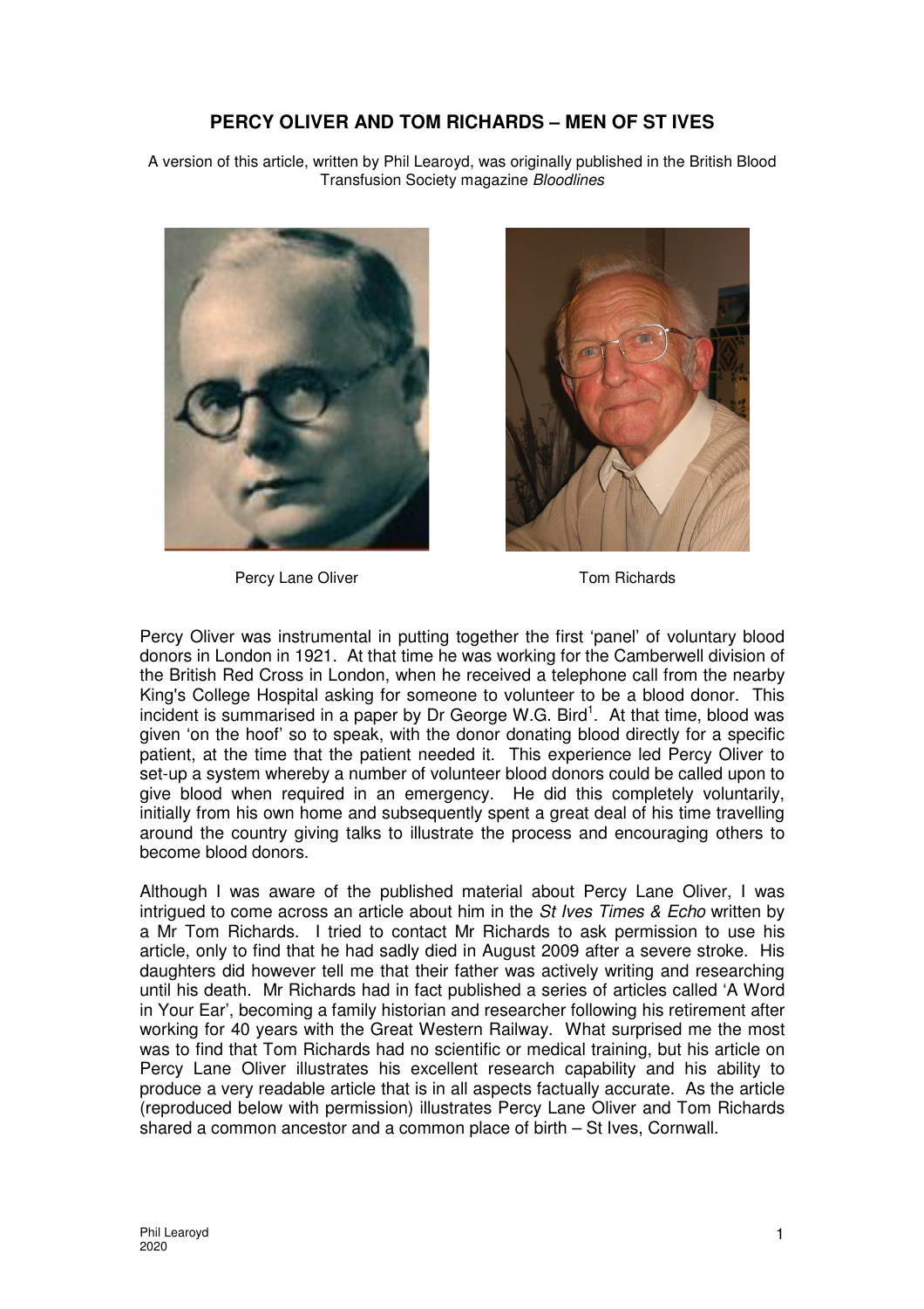# PERCY OLIVER AND TOM RICHARDS – MEN OF ST IVES

A version of this article, written by Phil Learoyd, was originally published in the British Blood Transfusion Society magazine *Bloodlines*

Percy Lane Oliver

Tom Richards

Percy Oliver was instrumental in putting together the first 'panel' of voluntary blood donors in London in 1921. At that time he was working for the Camberwell division of the British Red Cross in London, when he received a telephone call from the nearby King's College Hospital asking for someone to volunteer to be a blood donor. This incident is summarised in a paper by Dr George W.G. Bird[1]. At that time, blood was given 'on the hoof' so to speak, with the donor donating blood directly for a specific patient, at the time that the patient needed it. This experience led Percy Oliver to set-up a system whereby a number of volunteer blood donors could be called upon to give blood when required in an emergency. He did this completely voluntarily, initially from his own home and subsequently spent a great deal of his time travelling around the country giving talks to illustrate the process and encouraging others to become blood donors.

Although I was aware of the published material about Percy Lane Oliver, I was intrigued to come across an article about him in the *St Ives Times & Echo* written by a Mr Tom Richards. I tried to contact Mr Richards to ask permission to use his article, only to find that he had sadly died in August 2009 after a severe stroke. His daughters did however tell me that their father was actively writing and researching until his death. Mr Richards had in fact published a series of articles called 'A Word in Your Ear', becoming a family historian and researcher following his retirement after working for 40 years with the Great Western Railway. What surprised me the most was to find that Tom Richards had no scientific or medical training, but his article on Percy Lane Oliver illustrates his excellent research capability and his ability to produce a very readable article that is in all aspects factually accurate. As the article (reproduced below with permission) illustrates Percy Lane Oliver and Tom Richards shared a common ancestor and a common place of birth – St Ives, Cornwall.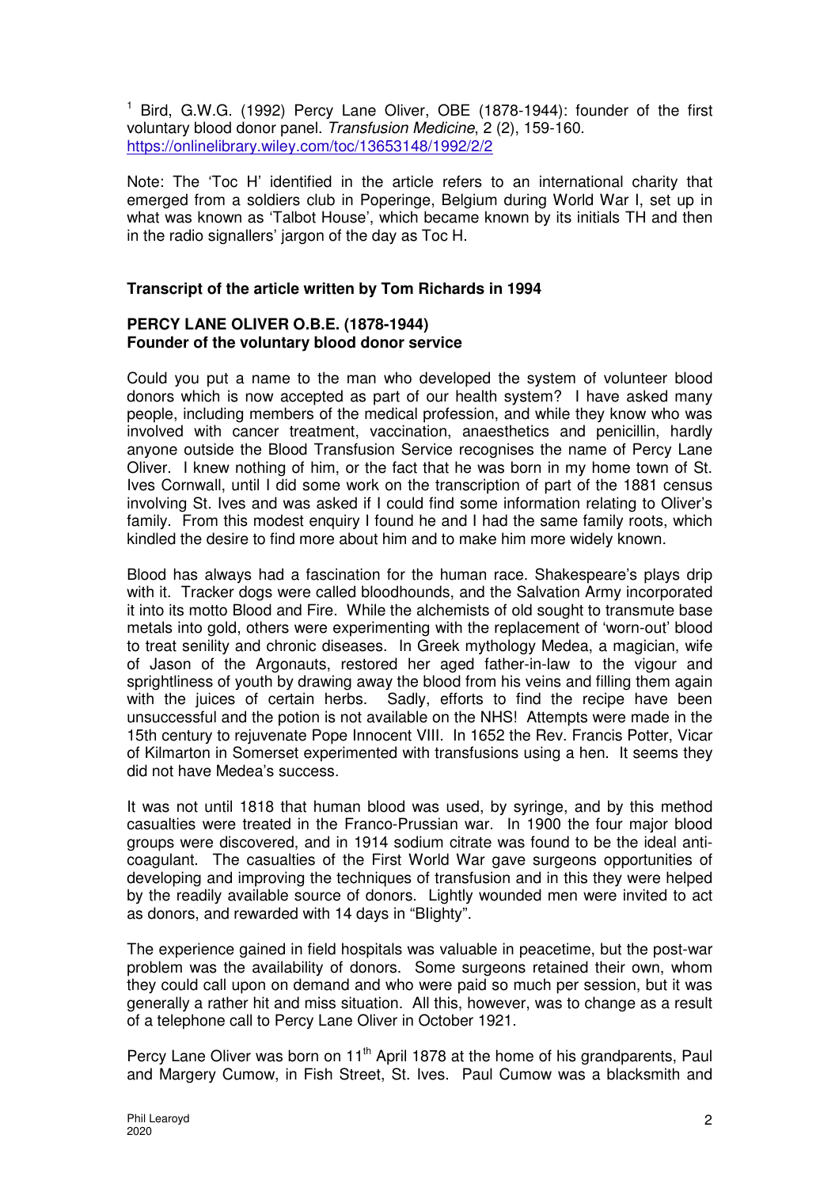[1] Bird, G.W.G. (1992) Percy Lane Oliver, OBE (1878-1944): founder of the first voluntary blood donor panel. *Transfusion Medicine*, 2 (2), 159-160. https://onlinelibrary.wiley.com/toc/13653148/1992/2/2

Note: The 'Toc H' identified in the article refers to an international charity that emerged from a soldiers club in Poperinge, Belgium during World War I, set up in what was known as 'Talbot House', which became known by its initials TH and then in the radio signallers' jargon of the day as Toc H.

**Transcript of the article written by Tom Richards in 1994**

**PERCY LANE OLIVER O.B.E. (1878-1944)**
**Founder of the voluntary blood donor service**

Could you put a name to the man who developed the system of volunteer blood donors which is now accepted as part of our health system? I have asked many people, including members of the medical profession, and while they know who was involved with cancer treatment, vaccination, anaesthetics and penicillin, hardly anyone outside the Blood Transfusion Service recognises the name of Percy Lane Oliver. I knew nothing of him, or the fact that he was born in my home town of St. Ives Cornwall, until I did some work on the transcription of part of the 1881 census involving St. Ives and was asked if I could find some information relating to Oliver's family. From this modest enquiry I found he and I had the same family roots, which kindled the desire to find more about him and to make him more widely known.

Blood has always had a fascination for the human race. Shakespeare's plays drip with it. Tracker dogs were called bloodhounds, and the Salvation Army incorporated it into its motto Blood and Fire. While the alchemists of old sought to transmute base metals into gold, others were experimenting with the replacement of 'worn-out' blood to treat senility and chronic diseases. In Greek mythology Medea, a magician, wife of Jason of the Argonauts, restored her aged father-in-law to the vigour and sprightliness of youth by drawing away the blood from his veins and filling them again with the juices of certain herbs. Sadly, efforts to find the recipe have been unsuccessful and the potion is not available on the NHS! Attempts were made in the 15th century to rejuvenate Pope Innocent VIII. In 1652 the Rev. Francis Potter, Vicar of Kilmarton in Somerset experimented with transfusions using a hen. It seems they did not have Medea's success.

It was not until 1818 that human blood was used, by syringe, and by this method casualties were treated in the Franco-Prussian war. In 1900 the four major blood groups were discovered, and in 1914 sodium citrate was found to be the ideal anti-coagulant. The casualties of the First World War gave surgeons opportunities of developing and improving the techniques of transfusion and in this they were helped by the readily available source of donors. Lightly wounded men were invited to act as donors, and rewarded with 14 days in "Blighty".

The experience gained in field hospitals was valuable in peacetime, but the post-war problem was the availability of donors. Some surgeons retained their own, whom they could call upon on demand and who were paid so much per session, but it was generally a rather hit and miss situation. All this, however, was to change as a result of a telephone call to Percy Lane Oliver in October 1921.

Percy Lane Oliver was born on 11th April 1878 at the home of his grandparents, Paul and Margery Cumow, in Fish Street, St. Ives. Paul Cumow was a blacksmith and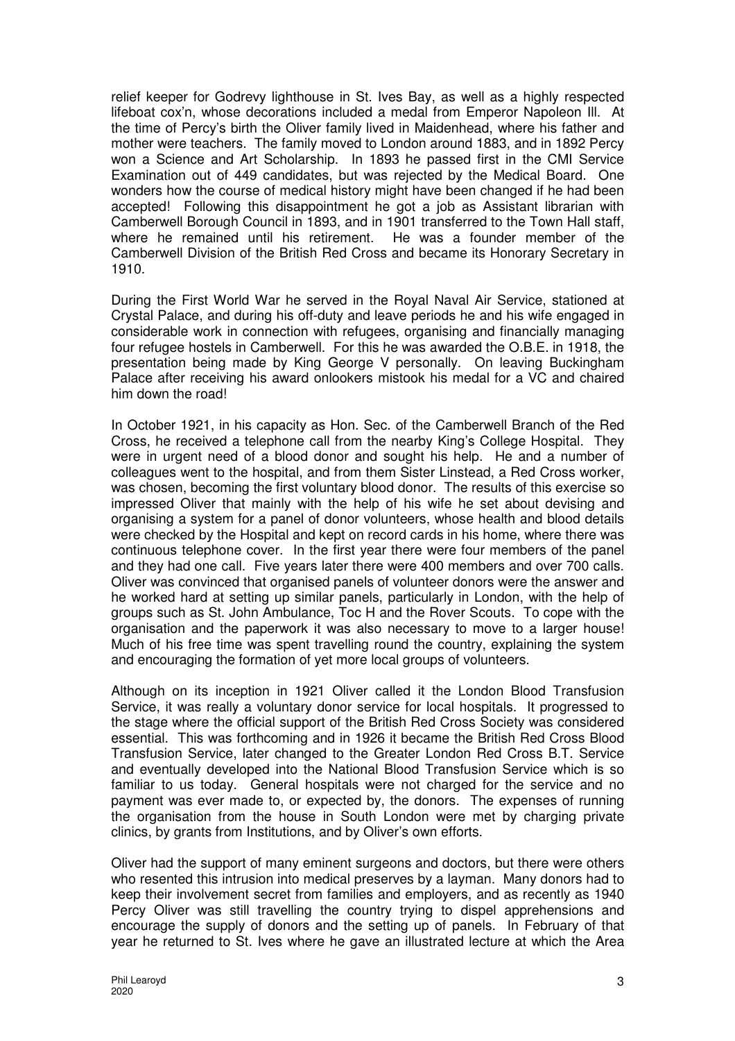relief keeper for Godrevy lighthouse in St. Ives Bay, as well as a highly respected lifeboat cox'n, whose decorations included a medal from Emperor Napoleon III. At the time of Percy's birth the Oliver family lived in Maidenhead, where his father and mother were teachers. The family moved to London around 1883, and in 1892 Percy won a Science and Art Scholarship. In 1893 he passed first in the CMI Service Examination out of 449 candidates, but was rejected by the Medical Board. One wonders how the course of medical history might have been changed if he had been accepted! Following this disappointment he got a job as Assistant librarian with Camberwell Borough Council in 1893, and in 1901 transferred to the Town Hall staff, where he remained until his retirement. He was a founder member of the Camberwell Division of the British Red Cross and became its Honorary Secretary in 1910.

During the First World War he served in the Royal Naval Air Service, stationed at Crystal Palace, and during his off-duty and leave periods he and his wife engaged in considerable work in connection with refugees, organising and financially managing four refugee hostels in Camberwell. For this he was awarded the O.B.E. in 1918, the presentation being made by King George V personally. On leaving Buckingham Palace after receiving his award onlookers mistook his medal for a VC and chaired him down the road!

In October 1921, in his capacity as Hon. Sec. of the Camberwell Branch of the Red Cross, he received a telephone call from the nearby King's College Hospital. They were in urgent need of a blood donor and sought his help. He and a number of colleagues went to the hospital, and from them Sister Linstead, a Red Cross worker, was chosen, becoming the first voluntary blood donor. The results of this exercise so impressed Oliver that mainly with the help of his wife he set about devising and organising a system for a panel of donor volunteers, whose health and blood details were checked by the Hospital and kept on record cards in his home, where there was continuous telephone cover. In the first year there were four members of the panel and they had one call. Five years later there were 400 members and over 700 calls. Oliver was convinced that organised panels of volunteer donors were the answer and he worked hard at setting up similar panels, particularly in London, with the help of groups such as St. John Ambulance, Toc H and the Rover Scouts. To cope with the organisation and the paperwork it was also necessary to move to a larger house! Much of his free time was spent travelling round the country, explaining the system and encouraging the formation of yet more local groups of volunteers.

Although on its inception in 1921 Oliver called it the London Blood Transfusion Service, it was really a voluntary donor service for local hospitals. It progressed to the stage where the official support of the British Red Cross Society was considered essential. This was forthcoming and in 1926 it became the British Red Cross Blood Transfusion Service, later changed to the Greater London Red Cross B.T. Service and eventually developed into the National Blood Transfusion Service which is so familiar to us today. General hospitals were not charged for the service and no payment was ever made to, or expected by, the donors. The expenses of running the organisation from the house in South London were met by charging private clinics, by grants from Institutions, and by Oliver's own efforts.

Oliver had the support of many eminent surgeons and doctors, but there were others who resented this intrusion into medical preserves by a layman. Many donors had to keep their involvement secret from families and employers, and as recently as 1940 Percy Oliver was still travelling the country trying to dispel apprehensions and encourage the supply of donors and the setting up of panels. In February of that year he returned to St. Ives where he gave an illustrated lecture at which the Area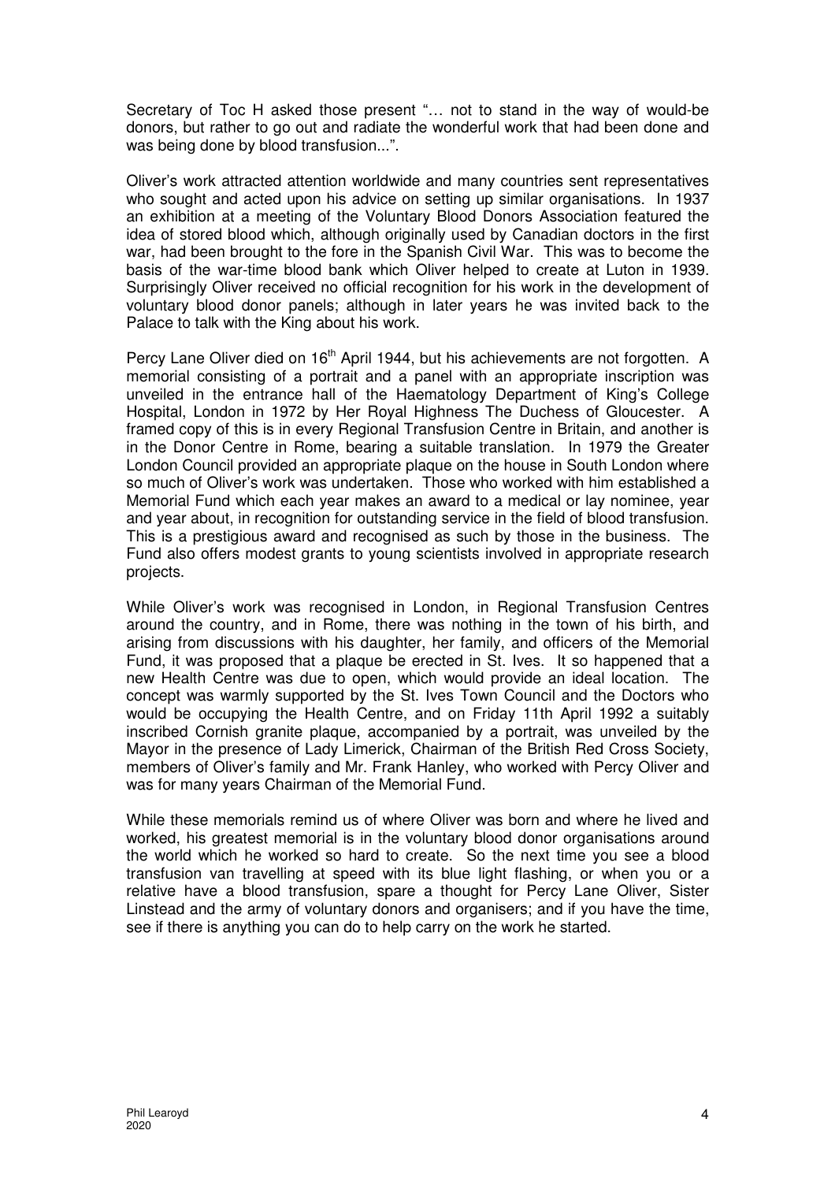Secretary of Toc H asked those present "… not to stand in the way of would-be donors, but rather to go out and radiate the wonderful work that had been done and was being done by blood transfusion...".

Oliver's work attracted attention worldwide and many countries sent representatives who sought and acted upon his advice on setting up similar organisations. In 1937 an exhibition at a meeting of the Voluntary Blood Donors Association featured the idea of stored blood which, although originally used by Canadian doctors in the first war, had been brought to the fore in the Spanish Civil War. This was to become the basis of the war-time blood bank which Oliver helped to create at Luton in 1939. Surprisingly Oliver received no official recognition for his work in the development of voluntary blood donor panels; although in later years he was invited back to the Palace to talk with the King about his work.

Percy Lane Oliver died on 16th April 1944, but his achievements are not forgotten. A memorial consisting of a portrait and a panel with an appropriate inscription was unveiled in the entrance hall of the Haematology Department of King's College Hospital, London in 1972 by Her Royal Highness The Duchess of Gloucester. A framed copy of this is in every Regional Transfusion Centre in Britain, and another is in the Donor Centre in Rome, bearing a suitable translation. In 1979 the Greater London Council provided an appropriate plaque on the house in South London where so much of Oliver's work was undertaken. Those who worked with him established a Memorial Fund which each year makes an award to a medical or lay nominee, year and year about, in recognition for outstanding service in the field of blood transfusion. This is a prestigious award and recognised as such by those in the business. The Fund also offers modest grants to young scientists involved in appropriate research projects.

While Oliver's work was recognised in London, in Regional Transfusion Centres around the country, and in Rome, there was nothing in the town of his birth, and arising from discussions with his daughter, her family, and officers of the Memorial Fund, it was proposed that a plaque be erected in St. Ives. It so happened that a new Health Centre was due to open, which would provide an ideal location. The concept was warmly supported by the St. Ives Town Council and the Doctors who would be occupying the Health Centre, and on Friday 11th April 1992 a suitably inscribed Cornish granite plaque, accompanied by a portrait, was unveiled by the Mayor in the presence of Lady Limerick, Chairman of the British Red Cross Society, members of Oliver's family and Mr. Frank Hanley, who worked with Percy Oliver and was for many years Chairman of the Memorial Fund.

While these memorials remind us of where Oliver was born and where he lived and worked, his greatest memorial is in the voluntary blood donor organisations around the world which he worked so hard to create. So the next time you see a blood transfusion van travelling at speed with its blue light flashing, or when you or a relative have a blood transfusion, spare a thought for Percy Lane Oliver, Sister Linstead and the army of voluntary donors and organisers; and if you have the time, see if there is anything you can do to help carry on the work he started.

Phil Learoyd
2020